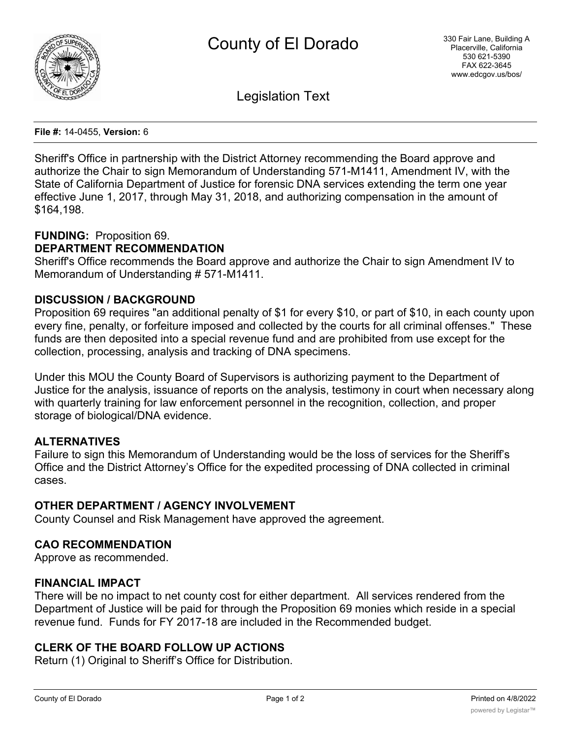# County of El Dorado

330 Fair Lane, Building A
Placerville, California
530 621-5390
FAX 622-3645
www.edcgov.us/bos/

## Legislation Text

**File #:** 14-0455, **Version:** 6

Sheriff's Office in partnership with the District Attorney recommending the Board approve and authorize the Chair to sign Memorandum of Understanding 571-M1411, Amendment IV, with the State of California Department of Justice for forensic DNA services extending the term one year effective June 1, 2017, through May 31, 2018, and authorizing compensation in the amount of $164,198.

**FUNDING:** Proposition 69.

**DEPARTMENT RECOMMENDATION**

Sheriff's Office recommends the Board approve and authorize the Chair to sign Amendment IV to Memorandum of Understanding # 571-M1411.

**DISCUSSION / BACKGROUND**

Proposition 69 requires "an additional penalty of $1 for every $10, or part of $10, in each county upon every fine, penalty, or forfeiture imposed and collected by the courts for all criminal offenses." These funds are then deposited into a special revenue fund and are prohibited from use except for the collection, processing, analysis and tracking of DNA specimens.

Under this MOU the County Board of Supervisors is authorizing payment to the Department of Justice for the analysis, issuance of reports on the analysis, testimony in court when necessary along with quarterly training for law enforcement personnel in the recognition, collection, and proper storage of biological/DNA evidence.

**ALTERNATIVES**

Failure to sign this Memorandum of Understanding would be the loss of services for the Sheriff's Office and the District Attorney's Office for the expedited processing of DNA collected in criminal cases.

**OTHER DEPARTMENT / AGENCY INVOLVEMENT**

County Counsel and Risk Management have approved the agreement.

**CAO RECOMMENDATION**

Approve as recommended.

**FINANCIAL IMPACT**

There will be no impact to net county cost for either department. All services rendered from the Department of Justice will be paid for through the Proposition 69 monies which reside in a special revenue fund. Funds for FY 2017-18 are included in the Recommended budget.

**CLERK OF THE BOARD FOLLOW UP ACTIONS**

Return (1) Original to Sheriff's Office for Distribution.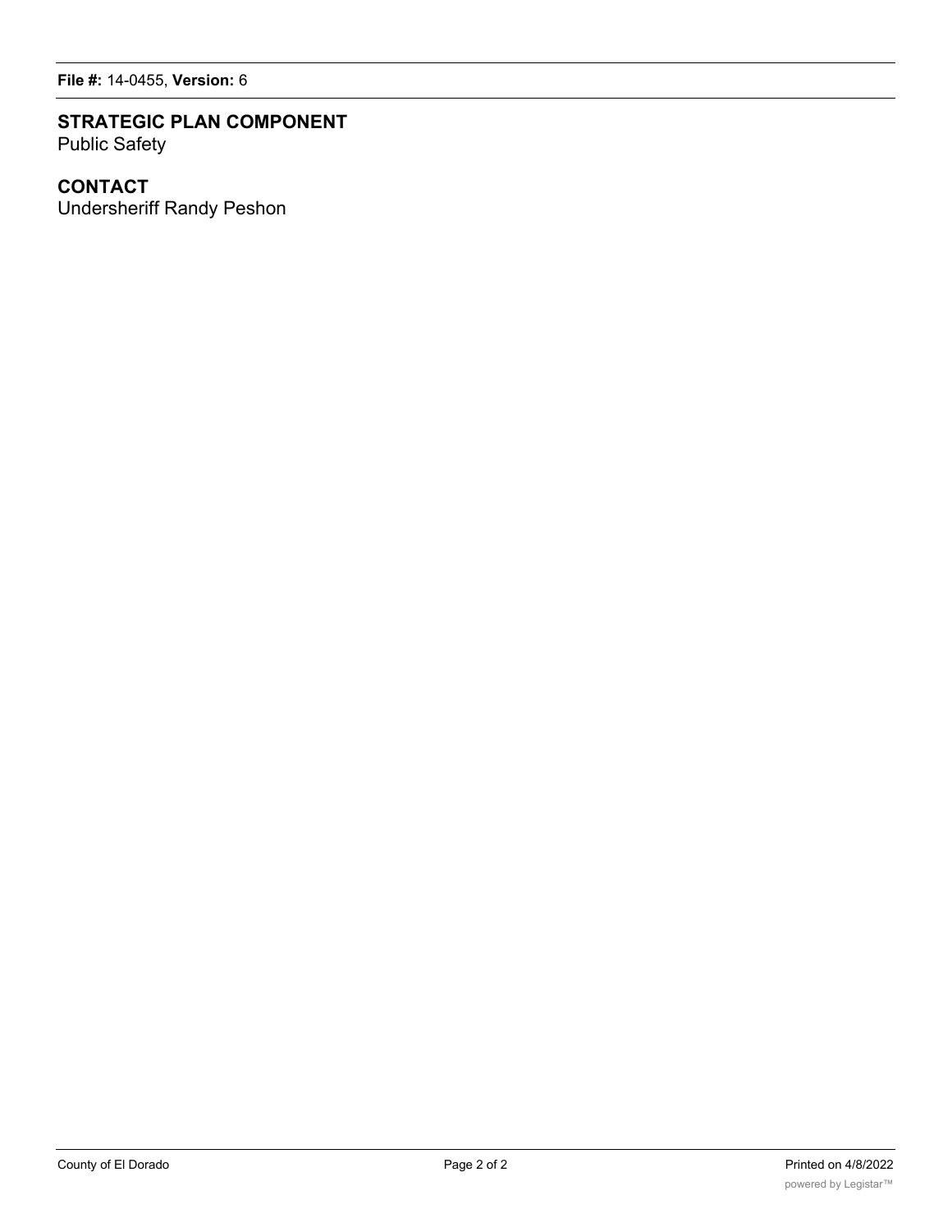## STRATEGIC PLAN COMPONENT

Public Safety

## CONTACT

Undersheriff Randy Peshon